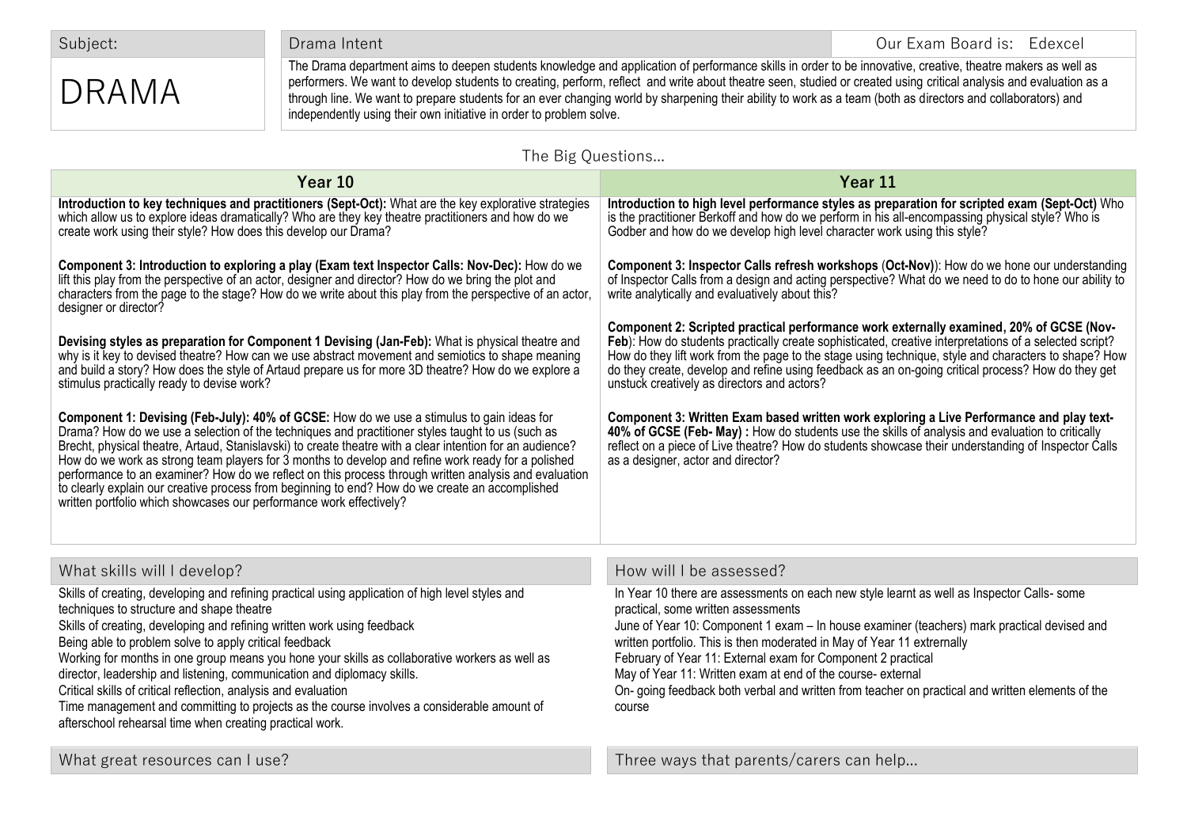| Subject: | Drama Intent | Our Exam Board is: Edexcel |
|---|---|---|
| # DRAMA | The Drama department aims to deepen students knowledge and application of performance skills in order to be innovative, creative, theatre makers as well as performers. We want to develop students to creating, perform, reflect and write about theatre seen, studied or created using critical analysis and evaluation as a through line. We want to prepare students for an ever changing world by sharpening their ability to work as a team (both as directors and collaborators) and independently using their own initiative in order to problem solve. | |

## The Big Questions…

| Year 10 | Year 11 |
|---|---|
| **Introduction to key techniques and practitioners (Sept-Oct):** What are the key explorative strategies which allow us to explore ideas dramatically? Who are they key theatre practitioners and how do we create work using their style? How does this develop our Drama? | **Introduction to high level performance styles as preparation for scripted exam (Sept-Oct)** Who is the practitioner Berkoff and how do we perform in his all-encompassing physical style? Who is Godber and how do we develop high level character work using this style? |
| **Component 3: Introduction to exploring a play (Exam text Inspector Calls: Nov-Dec):** How do we lift this play from the perspective of an actor, designer and director? How do we bring the plot and characters from the page to the stage? How do we write about this play from the perspective of an actor, designer or director? | **Component 3: Inspector Calls refresh workshops** (**Oct-Nov)**): How do we hone our understanding of Inspector Calls from a design and acting perspective? What do we need to do to hone our ability to write analytically and evaluatively about this? |
| **Devising styles as preparation for Component 1 Devising (Jan-Feb):** What is physical theatre and why is it key to devised theatre? How can we use abstract movement and semiotics to shape meaning and build a story? How does the style of Artaud prepare us for more 3D theatre? How do we explore a stimulus practically ready to devise work? | **Component 2: Scripted practical performance work externally examined, 20% of GCSE (Nov-Feb**): How do students practically create sophisticated, creative interpretations of a selected script? How do they lift work from the page to the stage using technique, style and characters to shape? How do they create, develop and refine using feedback as an on-going critical process? How do they get unstuck creatively as directors and actors? |
| **Component 1: Devising (Feb-July): 40% of GCSE:** How do we use a stimulus to gain ideas for Drama? How do we use a selection of the techniques and practitioner styles taught to us (such as Brecht, physical theatre, Artaud, Stanislavski) to create theatre with a clear intention for an audience? How do we work as strong team players for 3 months to develop and refine work ready for a polished performance to an examiner? How do we reflect on this process through written analysis and evaluation to clearly explain our creative process from beginning to end? How do we create an accomplished written portfolio which showcases our performance work effectively? | **Component 3: Written Exam based written work exploring a Live Performance and play text- 40% of GCSE (Feb- May) :** How do students use the skills of analysis and evaluation to critically reflect on a piece of Live theatre? How do students showcase their understanding of Inspector Calls as a designer, actor and director? |

## What skills will I develop?

Skills of creating, developing and refining practical using application of high level styles and techniques to structure and shape theatre
Skills of creating, developing and refining written work using feedback
Being able to problem solve to apply critical feedback
Working for months in one group means you hone your skills as collaborative workers as well as director, leadership and listening, communication and diplomacy skills.
Critical skills of critical reflection, analysis and evaluation
Time management and committing to projects as the course involves a considerable amount of afterschool rehearsal time when creating practical work.

## How will I be assessed?

In Year 10 there are assessments on each new style learnt as well as Inspector Calls- some practical, some written assessments
June of Year 10: Component 1 exam – In house examiner (teachers) mark practical devised and written portfolio. This is then moderated in May of Year 11 extrernally
February of Year 11: External exam for Component 2 practical
May of Year 11: Written exam at end of the course- external
On- going feedback both verbal and written from teacher on practical and written elements of the course

## What great resources can I use?

## Three ways that parents/carers can help…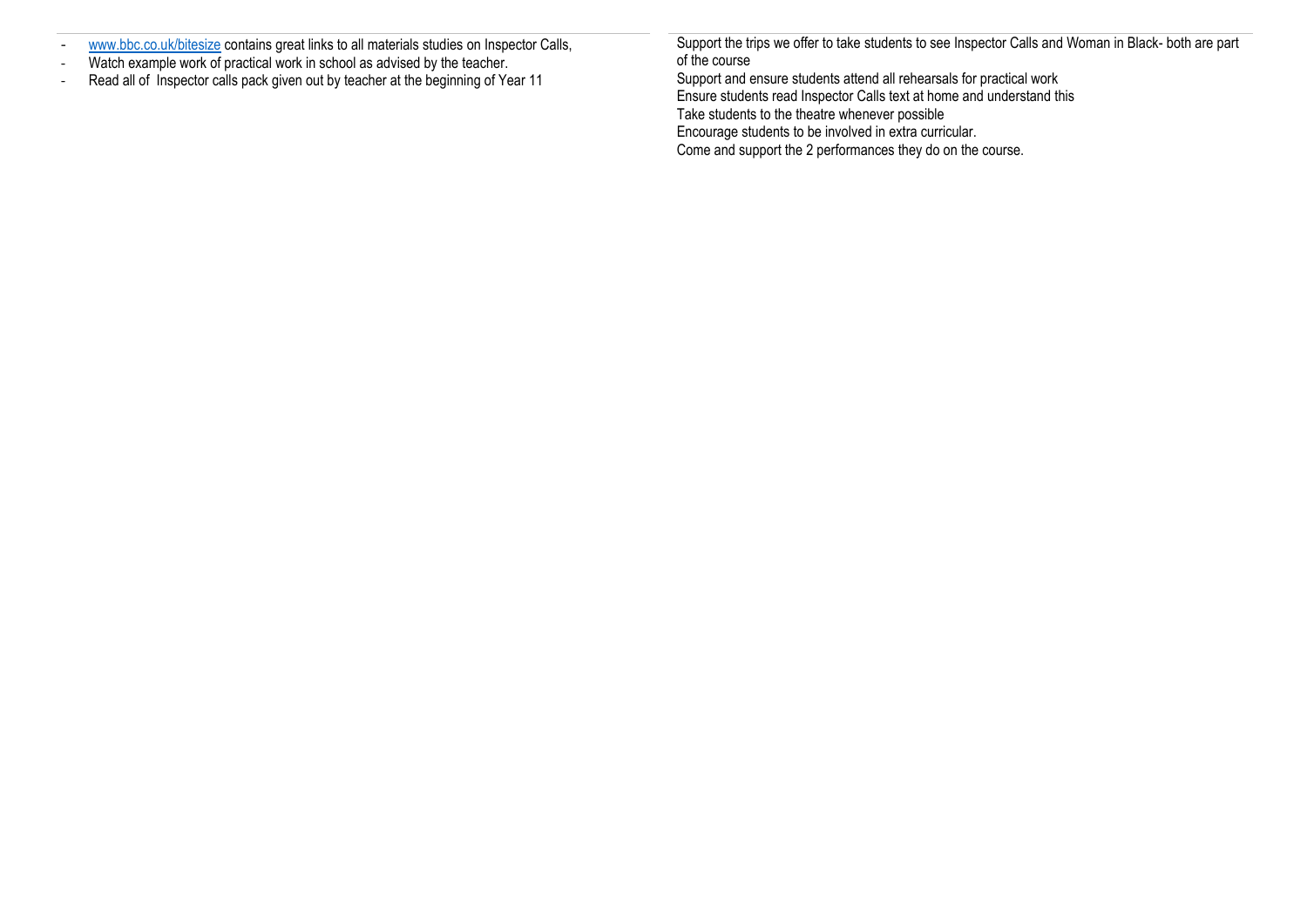- www.bbc.co.uk/bitesize contains great links to all materials studies on Inspector Calls,
- Watch example work of practical work in school as advised by the teacher.
- Read all of Inspector calls pack given out by teacher at the beginning of Year 11

Support the trips we offer to take students to see Inspector Calls and Woman in Black- both are part of the course
Support and ensure students attend all rehearsals for practical work
Ensure students read Inspector Calls text at home and understand this
Take students to the theatre whenever possible
Encourage students to be involved in extra curricular.
Come and support the 2 performances they do on the course.